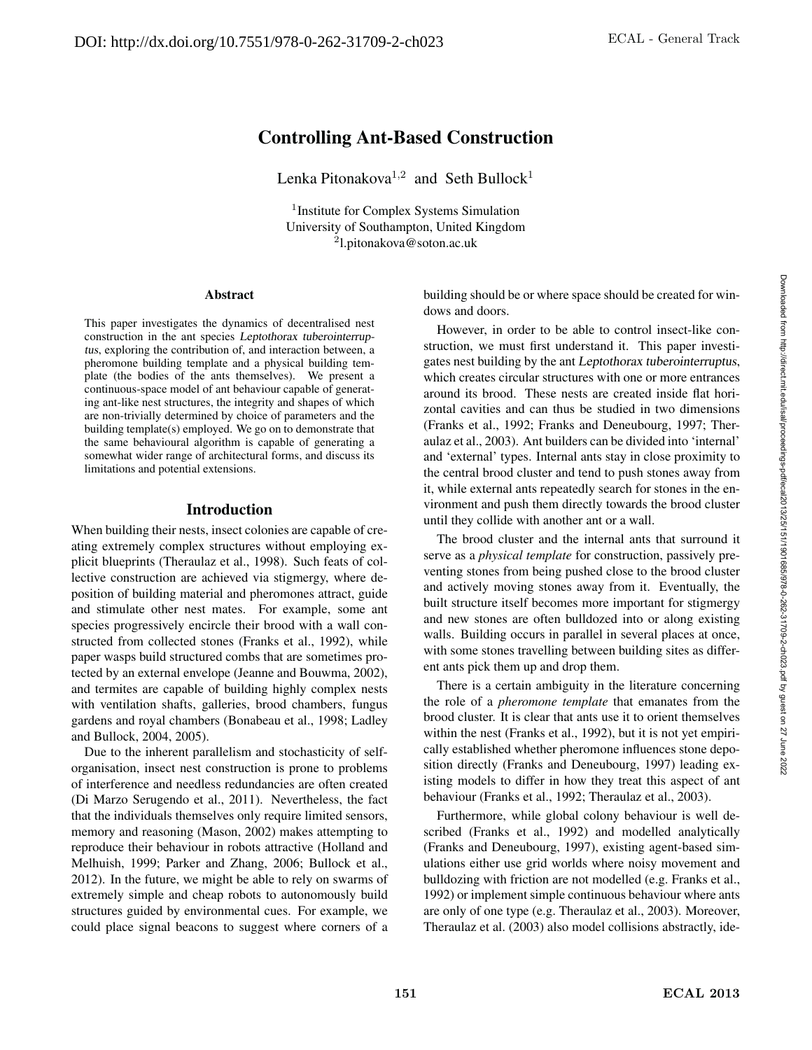# Controlling Ant-Based Construction

Lenka Pitonakova[1,2] and Seth Bullock[1]

[1]Institute for Complex Systems Simulation
University of Southampton, United Kingdom
[2]l.pitonakova@soton.ac.uk

### Abstract

This paper investigates the dynamics of decentralised nest construction in the ant species *Leptothorax tuberointerruptus*, exploring the contribution of, and interaction between, a pheromone building template and a physical building template (the bodies of the ants themselves). We present a continuous-space model of ant behaviour capable of generating ant-like nest structures, the integrity and shapes of which are non-trivially determined by choice of parameters and the building template(s) employed. We go on to demonstrate that the same behavioural algorithm is capable of generating a somewhat wider range of architectural forms, and discuss its limitations and potential extensions.

## Introduction

When building their nests, insect colonies are capable of creating extremely complex structures without employing explicit blueprints (Theraulaz et al., 1998). Such feats of collective construction are achieved via stigmergy, where deposition of building material and pheromones attract, guide and stimulate other nest mates. For example, some ant species progressively encircle their brood with a wall constructed from collected stones (Franks et al., 1992), while paper wasps build structured combs that are sometimes protected by an external envelope (Jeanne and Bouwma, 2002), and termites are capable of building highly complex nests with ventilation shafts, galleries, brood chambers, fungus gardens and royal chambers (Bonabeau et al., 1998; Ladley and Bullock, 2004, 2005).

Due to the inherent parallelism and stochasticity of self-organisation, insect nest construction is prone to problems of interference and needless redundancies are often created (Di Marzo Serugendo et al., 2011). Nevertheless, the fact that the individuals themselves only require limited sensors, memory and reasoning (Mason, 2002) makes attempting to reproduce their behaviour in robots attractive (Holland and Melhuish, 1999; Parker and Zhang, 2006; Bullock et al., 2012). In the future, we might be able to rely on swarms of extremely simple and cheap robots to autonomously build structures guided by environmental cues. For example, we could place signal beacons to suggest where corners of a building should be or where space should be created for windows and doors.

However, in order to be able to control insect-like construction, we must first understand it. This paper investigates nest building by the ant *Leptothorax tuberointerruptus*, which creates circular structures with one or more entrances around its brood. These nests are created inside flat horizontal cavities and can thus be studied in two dimensions (Franks et al., 1992; Franks and Deneubourg, 1997; Theraulaz et al., 2003). Ant builders can be divided into 'internal' and 'external' types. Internal ants stay in close proximity to the central brood cluster and tend to push stones away from it, while external ants repeatedly search for stones in the environment and push them directly towards the brood cluster until they collide with another ant or a wall.

The brood cluster and the internal ants that surround it serve as a *physical template* for construction, passively preventing stones from being pushed close to the brood cluster and actively moving stones away from it. Eventually, the built structure itself becomes more important for stigmergy and new stones are often bulldozed into or along existing walls. Building occurs in parallel in several places at once, with some stones travelling between building sites as different ants pick them up and drop them.

There is a certain ambiguity in the literature concerning the role of a *pheromone template* that emanates from the brood cluster. It is clear that ants use it to orient themselves within the nest (Franks et al., 1992), but it is not yet empirically established whether pheromone influences stone deposition directly (Franks and Deneubourg, 1997) leading existing models to differ in how they treat this aspect of ant behaviour (Franks et al., 1992; Theraulaz et al., 2003).

Furthermore, while global colony behaviour is well described (Franks et al., 1992) and modelled analytically (Franks and Deneubourg, 1997), existing agent-based simulations either use grid worlds where noisy movement and bulldozing with friction are not modelled (e.g. Franks et al., 1992) or implement simple continuous behaviour where ants are only of one type (e.g. Theraulaz et al., 2003). Moreover, Theraulaz et al. (2003) also model collisions abstractly, ide-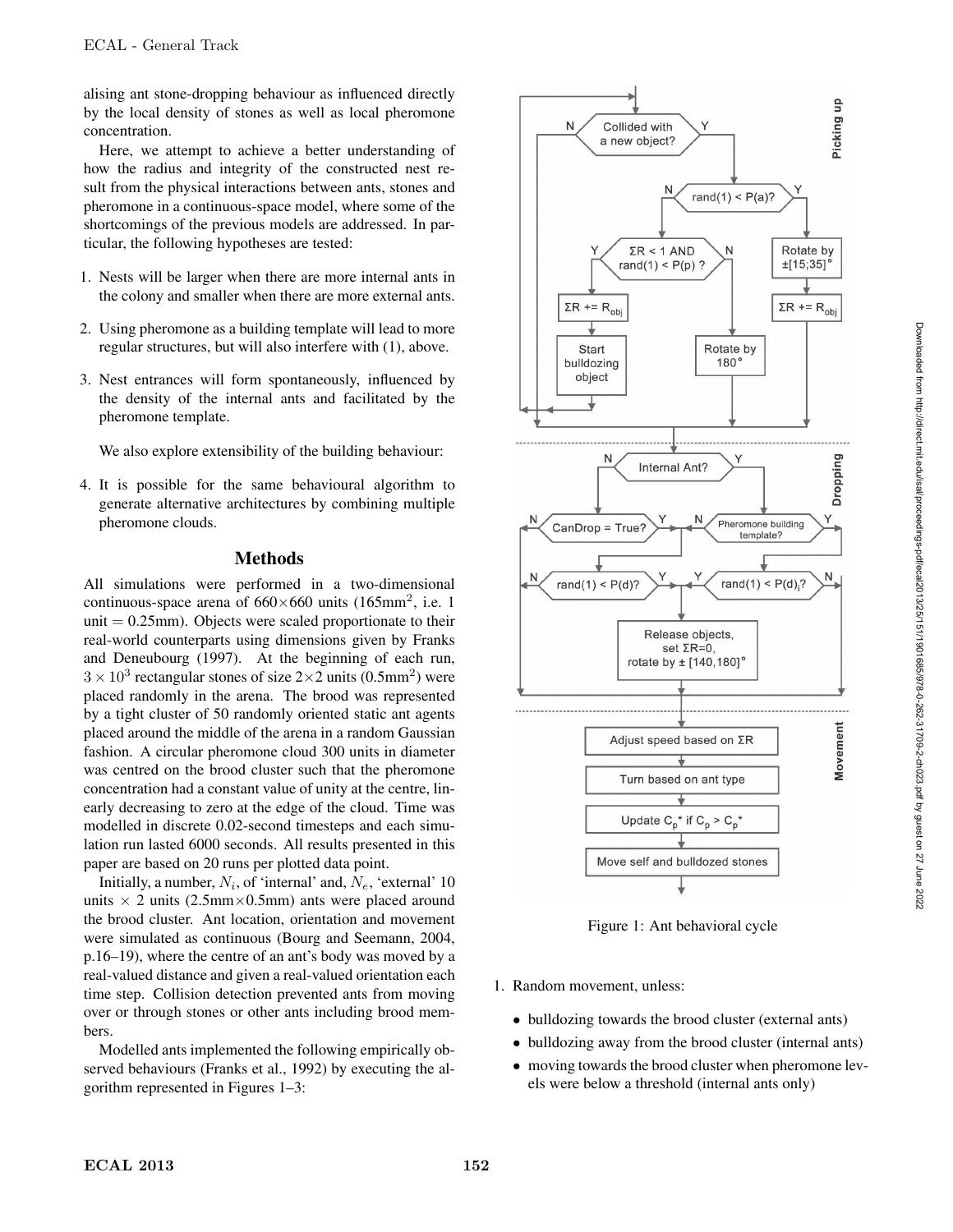alising ant stone-dropping behaviour as influenced directly by the local density of stones as well as local pheromone concentration.

Here, we attempt to achieve a better understanding of how the radius and integrity of the constructed nest result from the physical interactions between ants, stones and pheromone in a continuous-space model, where some of the shortcomings of the previous models are addressed. In particular, the following hypotheses are tested:

1. Nests will be larger when there are more internal ants in the colony and smaller when there are more external ants.
2. Using pheromone as a building template will lead to more regular structures, but will also interfere with (1), above.
3. Nest entrances will form spontaneously, influenced by the density of the internal ants and facilitated by the pheromone template.

We also explore extensibility of the building behaviour:

4. It is possible for the same behavioural algorithm to generate alternative architectures by combining multiple pheromone clouds.

## Methods

All simulations were performed in a two-dimensional continuous-space arena of 660×660 units (165mm$^2$, i.e. 1 unit = 0.25mm). Objects were scaled proportionate to their real-world counterparts using dimensions given by Franks and Deneubourg (1997). At the beginning of each run, $3 \times 10^3$ rectangular stones of size 2×2 units (0.5mm$^2$) were placed randomly in the arena. The brood was represented by a tight cluster of 50 randomly oriented static ant agents placed around the middle of the arena in a random Gaussian fashion. A circular pheromone cloud 300 units in diameter was centred on the brood cluster such that the pheromone concentration had a constant value of unity at the centre, linearly decreasing to zero at the edge of the cloud. Time was modelled in discrete 0.02-second timesteps and each simulation run lasted 6000 seconds. All results presented in this paper are based on 20 runs per plotted data point.

Initially, a number, $N_i$, of 'internal' and, $N_e$, 'external' 10 units × 2 units (2.5mm×0.5mm) ants were placed around the brood cluster. Ant location, orientation and movement were simulated as continuous (Bourg and Seemann, 2004, p.16–19), where the centre of an ant's body was moved by a real-valued distance and given a real-valued orientation each time step. Collision detection prevented ants from moving over or through stones or other ants including brood members.

Modelled ants implemented the following empirically observed behaviours (Franks et al., 1992) by executing the algorithm represented in Figures 1–3:

Figure 1: Ant behavioral cycle

1. Random movement, unless:
   - bulldozing towards the brood cluster (external ants)
   - bulldozing away from the brood cluster (internal ants)
   - moving towards the brood cluster when pheromone levels were below a threshold (internal ants only)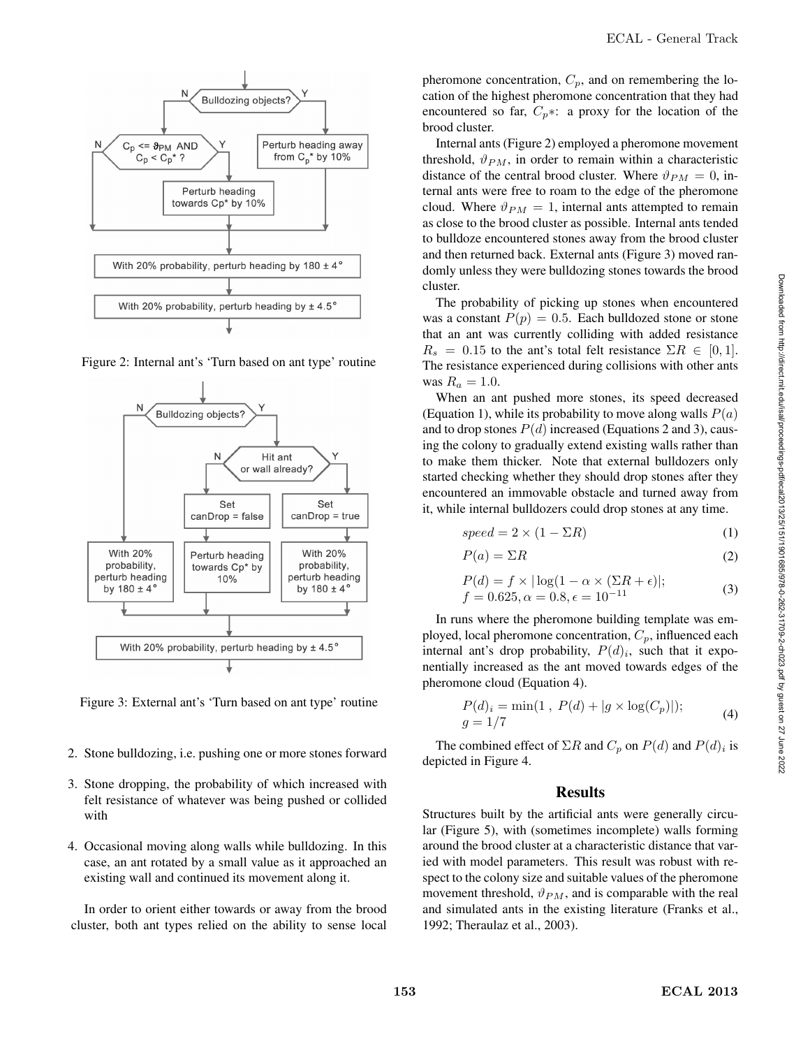Figure 2: Internal ant's 'Turn based on ant type' routine

Figure 3: External ant's 'Turn based on ant type' routine

2. Stone bulldozing, i.e. pushing one or more stones forward

3. Stone dropping, the probability of which increased with felt resistance of whatever was being pushed or collided with

4. Occasional moving along walls while bulldozing. In this case, an ant rotated by a small value as it approached an existing wall and continued its movement along it.

In order to orient either towards or away from the brood cluster, both ant types relied on the ability to sense local pheromone concentration, $C_p$, and on remembering the location of the highest pheromone concentration that they had encountered so far, $C_p*$: a proxy for the location of the brood cluster.

Internal ants (Figure 2) employed a pheromone movement threshold, $\vartheta_{PM}$, in order to remain within a characteristic distance of the central brood cluster. Where $\vartheta_{PM} = 0$, internal ants were free to roam to the edge of the pheromone cloud. Where $\vartheta_{PM} = 1$, internal ants attempted to remain as close to the brood cluster as possible. Internal ants tended to bulldoze encountered stones away from the brood cluster and then returned back. External ants (Figure 3) moved randomly unless they were bulldozing stones towards the brood cluster.

The probability of picking up stones when encountered was a constant $P(p) = 0.5$. Each bulldozed stone or stone that an ant was currently colliding with added resistance $R_s = 0.15$ to the ant's total felt resistance $\Sigma R \in [0, 1]$. The resistance experienced during collisions with other ants was $R_a = 1.0$.

When an ant pushed more stones, its speed decreased (Equation 1), while its probability to move along walls $P(a)$ and to drop stones $P(d)$ increased (Equations 2 and 3), causing the colony to gradually extend existing walls rather than to make them thicker. Note that external bulldozers only started checking whether they should drop stones after they encountered an immovable obstacle and turned away from it, while internal bulldozers could drop stones at any time.

$$speed = 2 \times (1 - \Sigma R) \tag{1}$$

$$P(a) = \Sigma R \tag{2}$$

$$P(d) = f \times |\log(1 - \alpha \times (\Sigma R + \epsilon)|; \quad f = 0.625, \alpha = 0.8, \epsilon = 10^{-11} \tag{3}$$

In runs where the pheromone building template was employed, local pheromone concentration, $C_p$, influenced each internal ant's drop probability, $P(d)_i$, such that it exponentially increased as the ant moved towards edges of the pheromone cloud (Equation 4).

$$P(d)_i = \min(1\ ,\ P(d) + |g \times \log(C_p)|); \quad g = 1/7 \tag{4}$$

The combined effect of $\Sigma R$ and $C_p$ on $P(d)$ and $P(d)_i$ is depicted in Figure 4.

## Results

Structures built by the artificial ants were generally circular (Figure 5), with (sometimes incomplete) walls forming around the brood cluster at a characteristic distance that varied with model parameters. This result was robust with respect to the colony size and suitable values of the pheromone movement threshold, $\vartheta_{PM}$, and is comparable with the real and simulated ants in the existing literature (Franks et al., 1992; Theraulaz et al., 2003).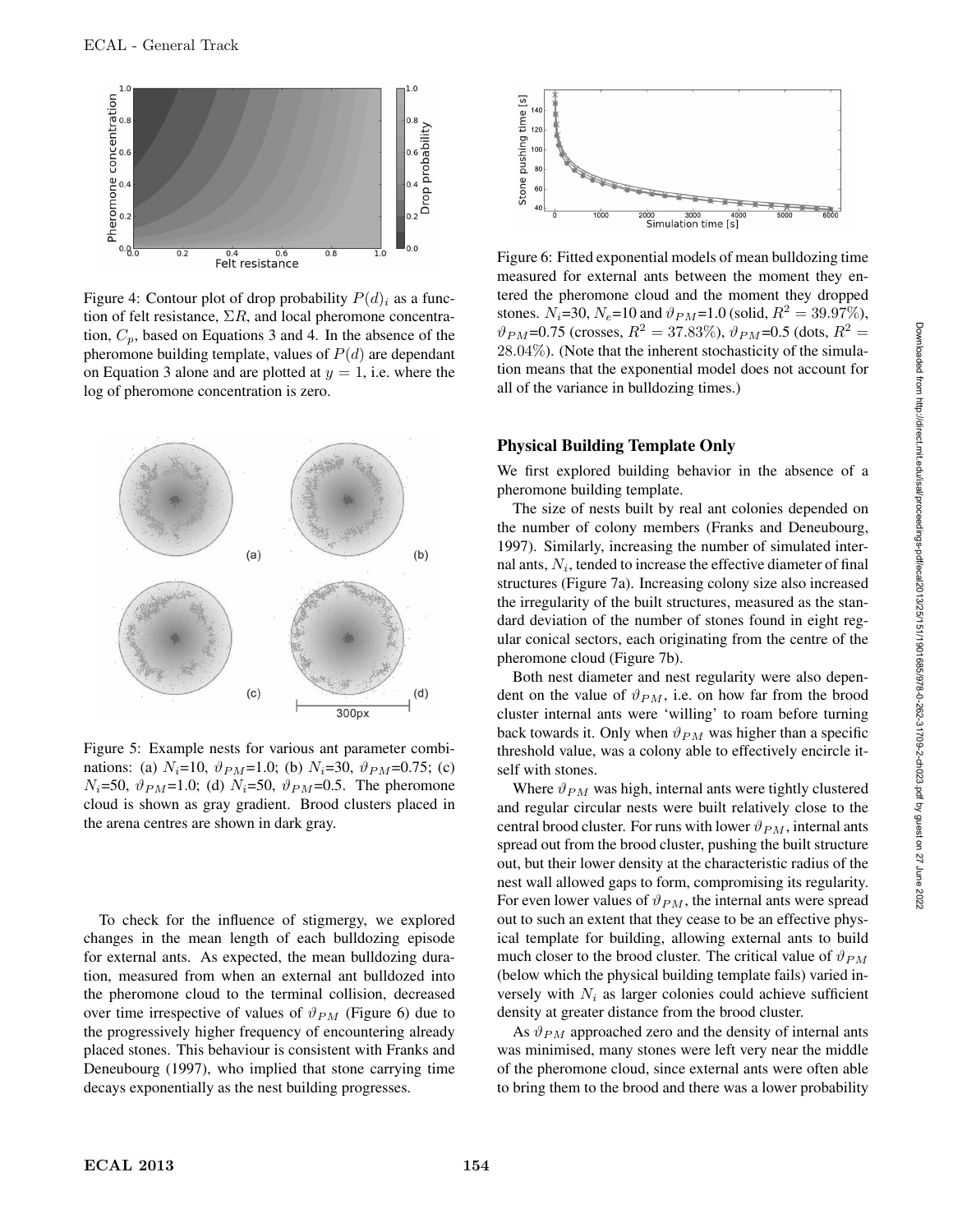Figure 4: Contour plot of drop probability $P(d)_i$ as a function of felt resistance, $\Sigma R$, and local pheromone concentration, $C_p$, based on Equations 3 and 4. In the absence of the pheromone building template, values of $P(d)$ are dependant on Equation 3 alone and are plotted at $y = 1$, i.e. where the log of pheromone concentration is zero.

Figure 5: Example nests for various ant parameter combinations: (a) $N_i$=10, $\vartheta_{PM}$=1.0; (b) $N_i$=30, $\vartheta_{PM}$=0.75; (c) $N_i$=50, $\vartheta_{PM}$=1.0; (d) $N_i$=50, $\vartheta_{PM}$=0.5. The pheromone cloud is shown as gray gradient. Brood clusters placed in the arena centres are shown in dark gray.

To check for the influence of stigmergy, we explored changes in the mean length of each bulldozing episode for external ants. As expected, the mean bulldozing duration, measured from when an external ant bulldozed into the pheromone cloud to the terminal collision, decreased over time irrespective of values of $\vartheta_{PM}$ (Figure 6) due to the progressively higher frequency of encountering already placed stones. This behaviour is consistent with Franks and Deneubourg (1997), who implied that stone carrying time decays exponentially as the nest building progresses.

Figure 6: Fitted exponential models of mean bulldozing time measured for external ants between the moment they entered the pheromone cloud and the moment they dropped stones. $N_i$=30, $N_e$=10 and $\vartheta_{PM}$=1.0 (solid, $R^2 = 39.97\%$), $\vartheta_{PM}$=0.75 (crosses, $R^2 = 37.83\%$), $\vartheta_{PM}$=0.5 (dots, $R^2 = 28.04\%$). (Note that the inherent stochasticity of the simulation means that the exponential model does not account for all of the variance in bulldozing times.)

## Physical Building Template Only

We first explored building behavior in the absence of a pheromone building template.

The size of nests built by real ant colonies depended on the number of colony members (Franks and Deneubourg, 1997). Similarly, increasing the number of simulated internal ants, $N_i$, tended to increase the effective diameter of final structures (Figure 7a). Increasing colony size also increased the irregularity of the built structures, measured as the standard deviation of the number of stones found in eight regular conical sectors, each originating from the centre of the pheromone cloud (Figure 7b).

Both nest diameter and nest regularity were also dependent on the value of $\vartheta_{PM}$, i.e. on how far from the brood cluster internal ants were 'willing' to roam before turning back towards it. Only when $\vartheta_{PM}$ was higher than a specific threshold value, was a colony able to effectively encircle itself with stones.

Where $\vartheta_{PM}$ was high, internal ants were tightly clustered and regular circular nests were built relatively close to the central brood cluster. For runs with lower $\vartheta_{PM}$, internal ants spread out from the brood cluster, pushing the built structure out, but their lower density at the characteristic radius of the nest wall allowed gaps to form, compromising its regularity. For even lower values of $\vartheta_{PM}$, the internal ants were spread out to such an extent that they cease to be an effective physical template for building, allowing external ants to build much closer to the brood cluster. The critical value of $\vartheta_{PM}$ (below which the physical building template fails) varied inversely with $N_i$ as larger colonies could achieve sufficient density at greater distance from the brood cluster.

As $\vartheta_{PM}$ approached zero and the density of internal ants was minimised, many stones were left very near the middle of the pheromone cloud, since external ants were often able to bring them to the brood and there was a lower probability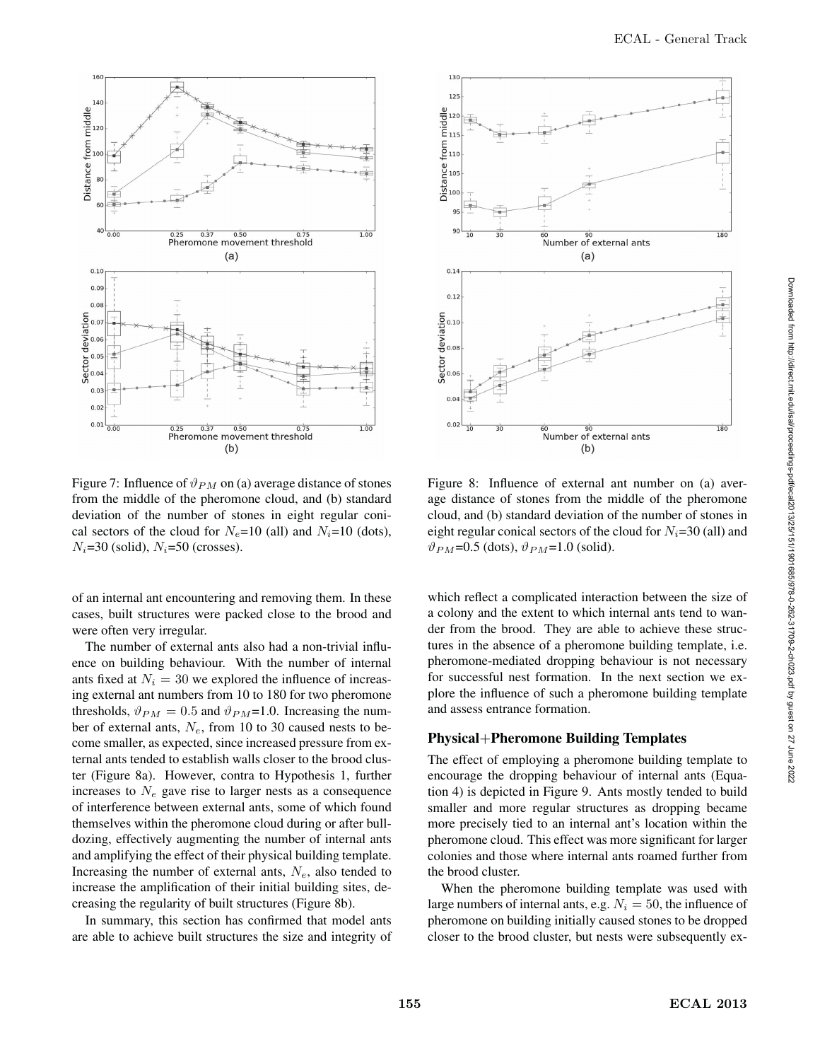Figure 7: Influence of $\vartheta_{PM}$ on (a) average distance of stones from the middle of the pheromone cloud, and (b) standard deviation of the number of stones in eight regular conical sectors of the cloud for $N_e$=10 (all) and $N_i$=10 (dots), $N_i$=30 (solid), $N_i$=50 (crosses).

Figure 8: Influence of external ant number on (a) average distance of stones from the middle of the pheromone cloud, and (b) standard deviation of the number of stones in eight regular conical sectors of the cloud for $N_i$=30 (all) and $\vartheta_{PM}$=0.5 (dots), $\vartheta_{PM}$=1.0 (solid).

of an internal ant encountering and removing them. In these cases, built structures were packed close to the brood and were often very irregular.

The number of external ants also had a non-trivial influence on building behaviour. With the number of internal ants fixed at $N_i = 30$ we explored the influence of increasing external ant numbers from 10 to 180 for two pheromone thresholds, $\vartheta_{PM} = 0.5$ and $\vartheta_{PM}$=1.0. Increasing the number of external ants, $N_e$, from 10 to 30 caused nests to become smaller, as expected, since increased pressure from external ants tended to establish walls closer to the brood cluster (Figure 8a). However, contra to Hypothesis 1, further increases to $N_e$ gave rise to larger nests as a consequence of interference between external ants, some of which found themselves within the pheromone cloud during or after bulldozing, effectively augmenting the number of internal ants and amplifying the effect of their physical building template. Increasing the number of external ants, $N_e$, also tended to increase the amplification of their initial building sites, decreasing the regularity of built structures (Figure 8b).

In summary, this section has confirmed that model ants are able to achieve built structures the size and integrity of which reflect a complicated interaction between the size of a colony and the extent to which internal ants tend to wander from the brood. They are able to achieve these structures in the absence of a pheromone building template, i.e. pheromone-mediated dropping behaviour is not necessary for successful nest formation. In the next section we explore the influence of such a pheromone building template and assess entrance formation.

## Physical+Pheromone Building Templates

The effect of employing a pheromone building template to encourage the dropping behaviour of internal ants (Equation 4) is depicted in Figure 9. Ants mostly tended to build smaller and more regular structures as dropping became more precisely tied to an internal ant's location within the pheromone cloud. This effect was more significant for larger colonies and those where internal ants roamed further from the brood cluster.

When the pheromone building template was used with large numbers of internal ants, e.g. $N_i = 50$, the influence of pheromone on building initially caused stones to be dropped closer to the brood cluster, but nests were subsequently ex-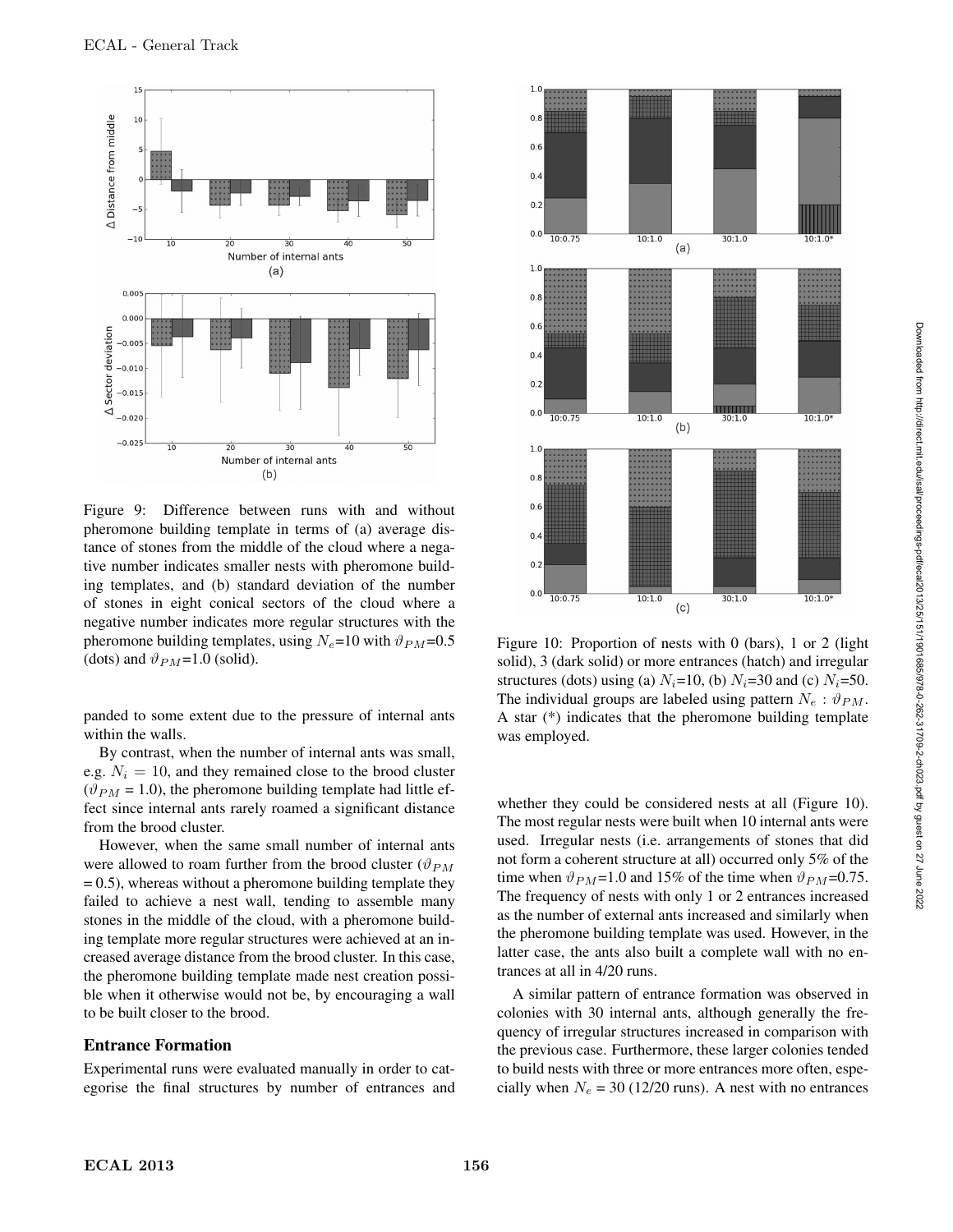Figure 9: Difference between runs with and without pheromone building template in terms of (a) average distance of stones from the middle of the cloud where a negative number indicates smaller nests with pheromone building templates, and (b) standard deviation of the number of stones in eight conical sectors of the cloud where a negative number indicates more regular structures with the pheromone building templates, using $N_e$=10 with $\vartheta_{PM}$=0.5 (dots) and $\vartheta_{PM}$=1.0 (solid).

panded to some extent due to the pressure of internal ants within the walls.

By contrast, when the number of internal ants was small, e.g. $N_i = 10$, and they remained close to the brood cluster ($\vartheta_{PM}$ = 1.0), the pheromone building template had little effect since internal ants rarely roamed a significant distance from the brood cluster.

However, when the same small number of internal ants were allowed to roam further from the brood cluster ($\vartheta_{PM}$ = 0.5), whereas without a pheromone building template they failed to achieve a nest wall, tending to assemble many stones in the middle of the cloud, with a pheromone building template more regular structures were achieved at an increased average distance from the brood cluster. In this case, the pheromone building template made nest creation possible when it otherwise would not be, by encouraging a wall to be built closer to the brood.

## Entrance Formation

Experimental runs were evaluated manually in order to categorise the final structures by number of entrances and whether they could be considered nests at all (Figure 10). The most regular nests were built when 10 internal ants were used. Irregular nests (i.e. arrangements of stones that did not form a coherent structure at all) occurred only 5% of the time when $\vartheta_{PM}$=1.0 and 15% of the time when $\vartheta_{PM}$=0.75. The frequency of nests with only 1 or 2 entrances increased as the number of external ants increased and similarly when the pheromone building template was used. However, in the latter case, the ants also built a complete wall with no entrances at all in 4/20 runs.

Figure 10: Proportion of nests with 0 (bars), 1 or 2 (light solid), 3 (dark solid) or more entrances (hatch) and irregular structures (dots) using (a) $N_i$=10, (b) $N_i$=30 and (c) $N_i$=50. The individual groups are labeled using pattern $N_e : \vartheta_{PM}$. A star (*) indicates that the pheromone building template was employed.

A similar pattern of entrance formation was observed in colonies with 30 internal ants, although generally the frequency of irregular structures increased in comparison with the previous case. Furthermore, these larger colonies tended to build nests with three or more entrances more often, especially when $N_e$ = 30 (12/20 runs). A nest with no entrances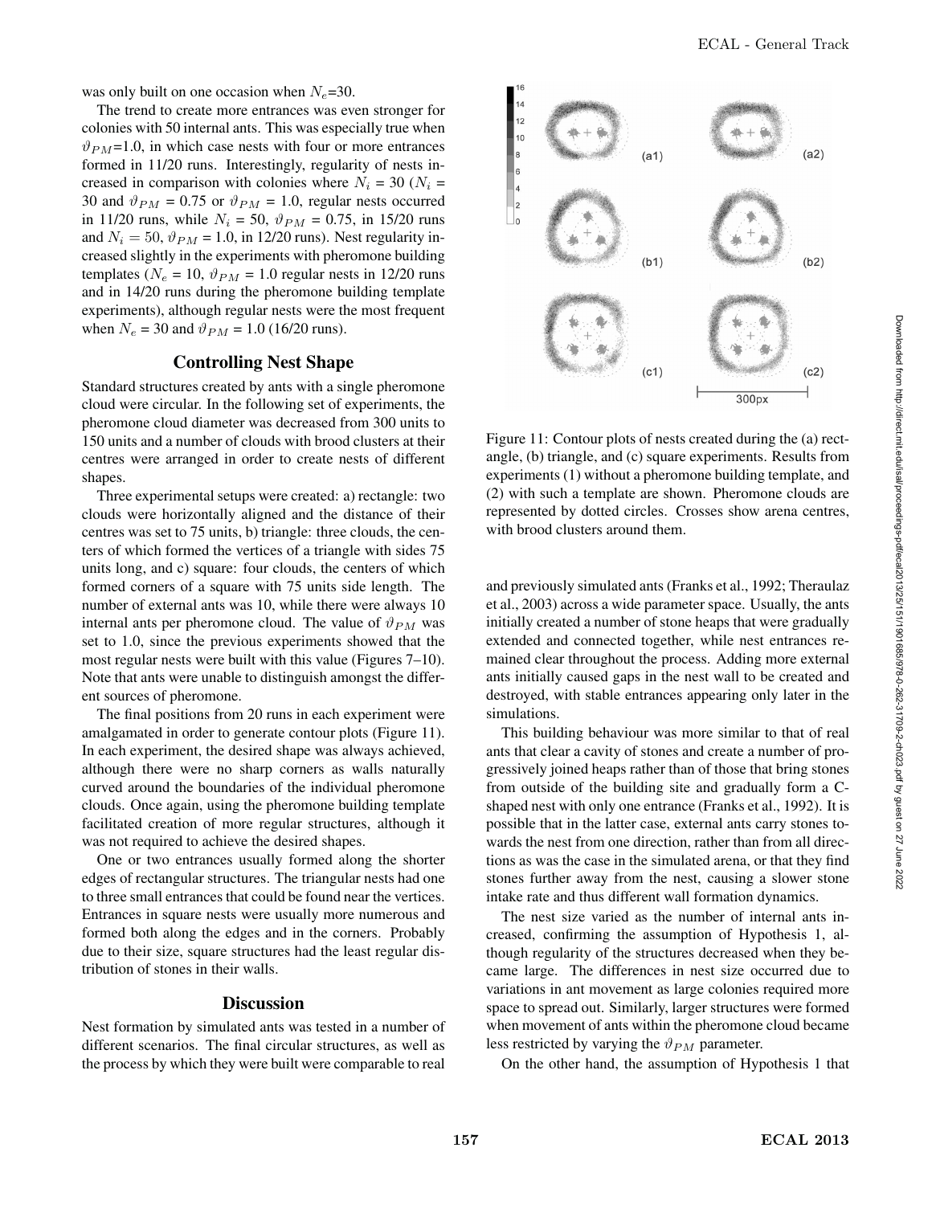was only built on one occasion when $N_e$=30.

The trend to create more entrances was even stronger for colonies with 50 internal ants. This was especially true when $\vartheta_{PM}$=1.0, in which case nests with four or more entrances formed in 11/20 runs. Interestingly, regularity of nests increased in comparison with colonies where $N_i$ = 30 ($N_i$ = 30 and $\vartheta_{PM}$ = 0.75 or $\vartheta_{PM}$ = 1.0, regular nests occurred in 11/20 runs, while $N_i$ = 50, $\vartheta_{PM}$ = 0.75, in 15/20 runs and $N_i = 50$, $\vartheta_{PM}$ = 1.0, in 12/20 runs). Nest regularity increased slightly in the experiments with pheromone building templates ($N_e$ = 10, $\vartheta_{PM}$ = 1.0 regular nests in 12/20 runs and in 14/20 runs during the pheromone building template experiments), although regular nests were the most frequent when $N_e$ = 30 and $\vartheta_{PM}$ = 1.0 (16/20 runs).

## Controlling Nest Shape

Standard structures created by ants with a single pheromone cloud were circular. In the following set of experiments, the pheromone cloud diameter was decreased from 300 units to 150 units and a number of clouds with brood clusters at their centres were arranged in order to create nests of different shapes.

Three experimental setups were created: a) rectangle: two clouds were horizontally aligned and the distance of their centres was set to 75 units, b) triangle: three clouds, the centers of which formed the vertices of a triangle with sides 75 units long, and c) square: four clouds, the centers of which formed corners of a square with 75 units side length. The number of external ants was 10, while there were always 10 internal ants per pheromone cloud. The value of $\vartheta_{PM}$ was set to 1.0, since the previous experiments showed that the most regular nests were built with this value (Figures 7–10). Note that ants were unable to distinguish amongst the different sources of pheromone.

The final positions from 20 runs in each experiment were amalgamated in order to generate contour plots (Figure 11). In each experiment, the desired shape was always achieved, although there were no sharp corners as walls naturally curved around the boundaries of the individual pheromone clouds. Once again, using the pheromone building template facilitated creation of more regular structures, although it was not required to achieve the desired shapes.

One or two entrances usually formed along the shorter edges of rectangular structures. The triangular nests had one to three small entrances that could be found near the vertices. Entrances in square nests were usually more numerous and formed both along the edges and in the corners. Probably due to their size, square structures had the least regular distribution of stones in their walls.

Figure 11: Contour plots of nests created during the (a) rectangle, (b) triangle, and (c) square experiments. Results from experiments (1) without a pheromone building template, and (2) with such a template are shown. Pheromone clouds are represented by dotted circles. Crosses show arena centres, with brood clusters around them.

## Discussion

Nest formation by simulated ants was tested in a number of different scenarios. The final circular structures, as well as the process by which they were built were comparable to real and previously simulated ants (Franks et al., 1992; Theraulaz et al., 2003) across a wide parameter space. Usually, the ants initially created a number of stone heaps that were gradually extended and connected together, while nest entrances remained clear throughout the process. Adding more external ants initially caused gaps in the nest wall to be created and destroyed, with stable entrances appearing only later in the simulations.

This building behaviour was more similar to that of real ants that clear a cavity of stones and create a number of progressively joined heaps rather than of those that bring stones from outside of the building site and gradually form a C-shaped nest with only one entrance (Franks et al., 1992). It is possible that in the latter case, external ants carry stones towards the nest from one direction, rather than from all directions as was the case in the simulated arena, or that they find stones further away from the nest, causing a slower stone intake rate and thus different wall formation dynamics.

The nest size varied as the number of internal ants increased, confirming the assumption of Hypothesis 1, although regularity of the structures decreased when they became large. The differences in nest size occurred due to variations in ant movement as large colonies required more space to spread out. Similarly, larger structures were formed when movement of ants within the pheromone cloud became less restricted by varying the $\vartheta_{PM}$ parameter.

On the other hand, the assumption of Hypothesis 1 that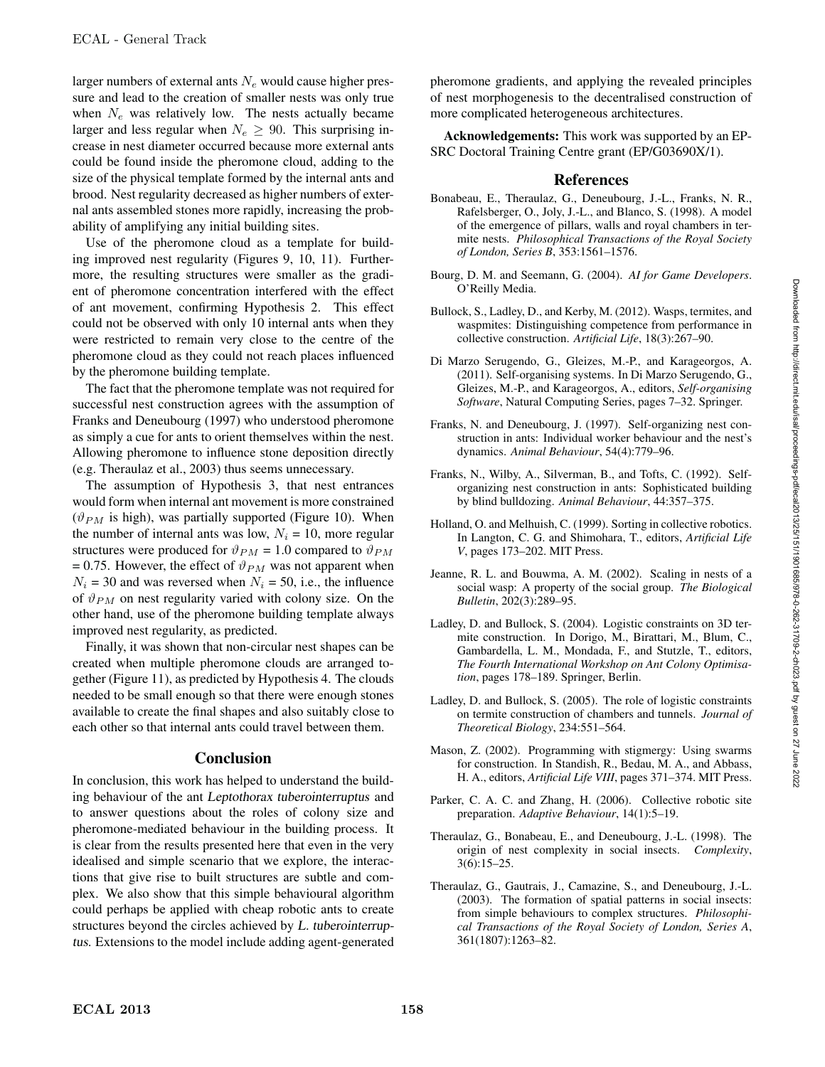larger numbers of external ants $N_e$ would cause higher pressure and lead to the creation of smaller nests was only true when $N_e$ was relatively low. The nests actually became larger and less regular when $N_e \geq 90$. This surprising increase in nest diameter occurred because more external ants could be found inside the pheromone cloud, adding to the size of the physical template formed by the internal ants and brood. Nest regularity decreased as higher numbers of external ants assembled stones more rapidly, increasing the probability of amplifying any initial building sites.

Use of the pheromone cloud as a template for building improved nest regularity (Figures 9, 10, 11). Furthermore, the resulting structures were smaller as the gradient of pheromone concentration interfered with the effect of ant movement, confirming Hypothesis 2. This effect could not be observed with only 10 internal ants when they were restricted to remain very close to the centre of the pheromone cloud as they could not reach places influenced by the pheromone building template.

The fact that the pheromone template was not required for successful nest construction agrees with the assumption of Franks and Deneubourg (1997) who understood pheromone as simply a cue for ants to orient themselves within the nest. Allowing pheromone to influence stone deposition directly (e.g. Theraulaz et al., 2003) thus seems unnecessary.

The assumption of Hypothesis 3, that nest entrances would form when internal ant movement is more constrained ($\vartheta_{PM}$ is high), was partially supported (Figure 10). When the number of internal ants was low, $N_i$ = 10, more regular structures were produced for $\vartheta_{PM}$ = 1.0 compared to $\vartheta_{PM}$ = 0.75. However, the effect of $\vartheta_{PM}$ was not apparent when $N_i$ = 30 and was reversed when $N_i$ = 50, i.e., the influence of $\vartheta_{PM}$ on nest regularity varied with colony size. On the other hand, use of the pheromone building template always improved nest regularity, as predicted.

Finally, it was shown that non-circular nest shapes can be created when multiple pheromone clouds are arranged together (Figure 11), as predicted by Hypothesis 4. The clouds needed to be small enough so that there were enough stones available to create the final shapes and also suitably close to each other so that internal ants could travel between them.

## Conclusion

In conclusion, this work has helped to understand the building behaviour of the ant *Leptothorax tuberointerruptus* and to answer questions about the roles of colony size and pheromone-mediated behaviour in the building process. It is clear from the results presented here that even in the very idealised and simple scenario that we explore, the interactions that give rise to built structures are subtle and complex. We also show that this simple behavioural algorithm could perhaps be applied with cheap robotic ants to create structures beyond the circles achieved by *L. tuberointerruptus*. Extensions to the model include adding agent-generated pheromone gradients, and applying the revealed principles of nest morphogenesis to the decentralised construction of more complicated heterogeneous architectures.

**Acknowledgements:** This work was supported by an EPSRC Doctoral Training Centre grant (EP/G03690X/1).

## References

Bonabeau, E., Theraulaz, G., Deneubourg, J.-L., Franks, N. R., Rafelsberger, O., Joly, J.-L., and Blanco, S. (1998). A model of the emergence of pillars, walls and royal chambers in termite nests. *Philosophical Transactions of the Royal Society of London, Series B*, 353:1561–1576.

Bourg, D. M. and Seemann, G. (2004). *AI for Game Developers*. O'Reilly Media.

Bullock, S., Ladley, D., and Kerby, M. (2012). Wasps, termites, and waspmites: Distinguishing competence from performance in collective construction. *Artificial Life*, 18(3):267–90.

Di Marzo Serugendo, G., Gleizes, M.-P., and Karageorgos, A. (2011). Self-organising systems. In Di Marzo Serugendo, G., Gleizes, M.-P., and Karageorgos, A., editors, *Self-organising Software*, Natural Computing Series, pages 7–32. Springer.

Franks, N. and Deneubourg, J. (1997). Self-organizing nest construction in ants: Individual worker behaviour and the nest's dynamics. *Animal Behaviour*, 54(4):779–96.

Franks, N., Wilby, A., Silverman, B., and Tofts, C. (1992). Self-organizing nest construction in ants: Sophisticated building by blind bulldozing. *Animal Behaviour*, 44:357–375.

Holland, O. and Melhuish, C. (1999). Sorting in collective robotics. In Langton, C. G. and Shimohara, T., editors, *Artificial Life V*, pages 173–202. MIT Press.

Jeanne, R. L. and Bouwma, A. M. (2002). Scaling in nests of a social wasp: A property of the social group. *The Biological Bulletin*, 202(3):289–95.

Ladley, D. and Bullock, S. (2004). Logistic constraints on 3D termite construction. In Dorigo, M., Birattari, M., Blum, C., Gambardella, L. M., Mondada, F., and Stutzle, T., editors, *The Fourth International Workshop on Ant Colony Optimisation*, pages 178–189. Springer, Berlin.

Ladley, D. and Bullock, S. (2005). The role of logistic constraints on termite construction of chambers and tunnels. *Journal of Theoretical Biology*, 234:551–564.

Mason, Z. (2002). Programming with stigmergy: Using swarms for construction. In Standish, R., Bedau, M. A., and Abbass, H. A., editors, *Artificial Life VIII*, pages 371–374. MIT Press.

Parker, C. A. C. and Zhang, H. (2006). Collective robotic site preparation. *Adaptive Behaviour*, 14(1):5–19.

Theraulaz, G., Bonabeau, E., and Deneubourg, J.-L. (1998). The origin of nest complexity in social insects. *Complexity*, 3(6):15–25.

Theraulaz, G., Gautrais, J., Camazine, S., and Deneubourg, J.-L. (2003). The formation of spatial patterns in social insects: from simple behaviours to complex structures. *Philosophical Transactions of the Royal Society of London, Series A*, 361(1807):1263–82.